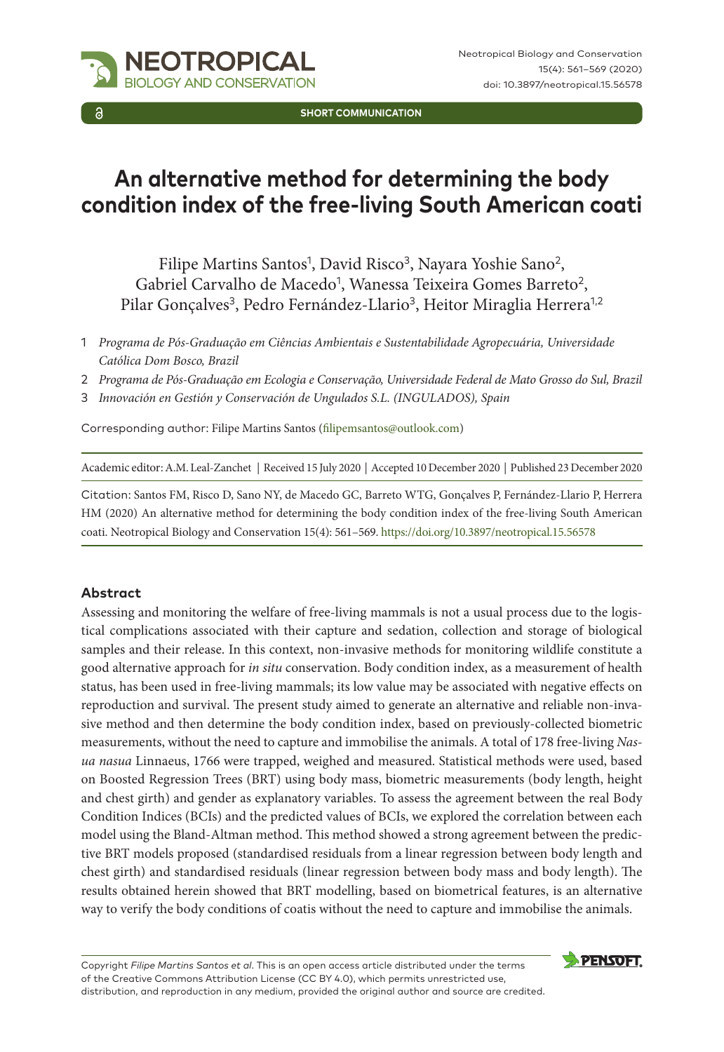SHORT COMMUNICATION

# An alternative method for determining the body condition index of the free-living South American coati

Filipe Martins Santos[1], David Risco[3], Nayara Yoshie Sano[2], Gabriel Carvalho de Macedo[1], Wanessa Teixeira Gomes Barreto[2], Pilar Gonçalves[3], Pedro Fernández-Llario[3], Heitor Miraglia Herrera[1,2]

1 *Programa de Pós-Graduação em Ciências Ambientais e Sustentabilidade Agropecuária, Universidade Católica Dom Bosco, Brazil*

2 *Programa de Pós-Graduação em Ecologia e Conservação, Universidade Federal de Mato Grosso do Sul, Brazil*

3 *Innovación en Gestión y Conservación de Ungulados S.L. (INGULADOS), Spain*

Corresponding author: Filipe Martins Santos (filipemsantos@outlook.com)

Academic editor: A.M. Leal-Zanchet | Received 15 July 2020 | Accepted 10 December 2020 | Published 23 December 2020

Citation: Santos FM, Risco D, Sano NY, de Macedo GC, Barreto WTG, Gonçalves P, Fernández-Llario P, Herrera HM (2020) An alternative method for determining the body condition index of the free-living South American coati. Neotropical Biology and Conservation 15(4): 561–569. https://doi.org/10.3897/neotropical.15.56578

## Abstract

Assessing and monitoring the welfare of free-living mammals is not a usual process due to the logistical complications associated with their capture and sedation, collection and storage of biological samples and their release. In this context, non-invasive methods for monitoring wildlife constitute a good alternative approach for *in situ* conservation. Body condition index, as a measurement of health status, has been used in free-living mammals; its low value may be associated with negative effects on reproduction and survival. The present study aimed to generate an alternative and reliable non-invasive method and then determine the body condition index, based on previously-collected biometric measurements, without the need to capture and immobilise the animals. A total of 178 free-living *Nasua nasua* Linnaeus, 1766 were trapped, weighed and measured. Statistical methods were used, based on Boosted Regression Trees (BRT) using body mass, biometric measurements (body length, height and chest girth) and gender as explanatory variables. To assess the agreement between the real Body Condition Indices (BCIs) and the predicted values of BCIs, we explored the correlation between each model using the Bland-Altman method. This method showed a strong agreement between the predictive BRT models proposed (standardised residuals from a linear regression between body length and chest girth) and standardised residuals (linear regression between body mass and body length). The results obtained herein showed that BRT modelling, based on biometrical features, is an alternative way to verify the body conditions of coatis without the need to capture and immobilise the animals.

Copyright *Filipe Martins Santos et al*. This is an open access article distributed under the terms of the Creative Commons Attribution License (CC BY 4.0), which permits unrestricted use, distribution, and reproduction in any medium, provided the original author and source are credited.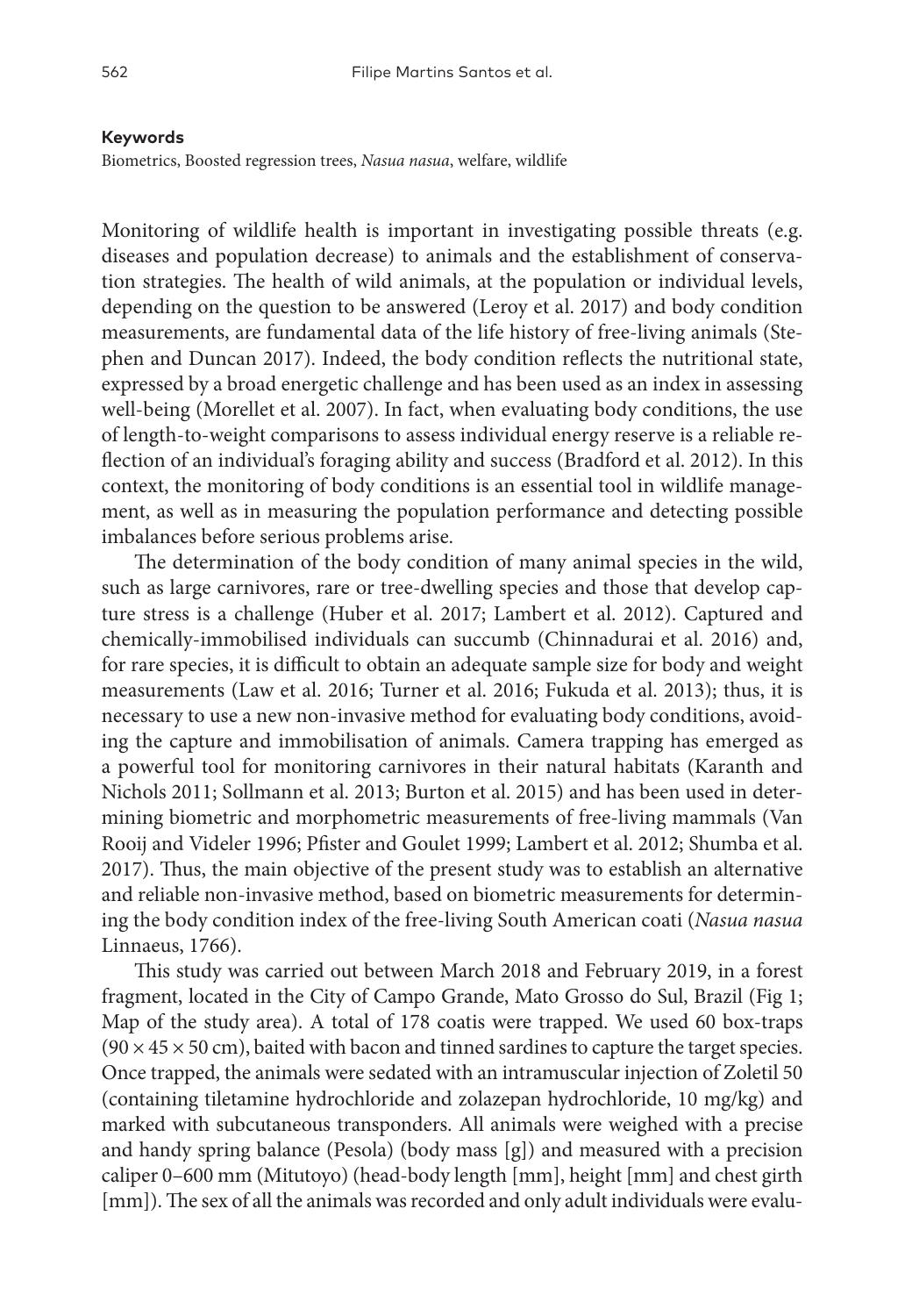**Keywords**

Biometrics, Boosted regression trees, *Nasua nasua*, welfare, wildlife

Monitoring of wildlife health is important in investigating possible threats (e.g. diseases and population decrease) to animals and the establishment of conservation strategies. The health of wild animals, at the population or individual levels, depending on the question to be answered (Leroy et al. 2017) and body condition measurements, are fundamental data of the life history of free-living animals (Stephen and Duncan 2017). Indeed, the body condition reflects the nutritional state, expressed by a broad energetic challenge and has been used as an index in assessing well-being (Morellet et al. 2007). In fact, when evaluating body conditions, the use of length-to-weight comparisons to assess individual energy reserve is a reliable reflection of an individual's foraging ability and success (Bradford et al. 2012). In this context, the monitoring of body conditions is an essential tool in wildlife management, as well as in measuring the population performance and detecting possible imbalances before serious problems arise.

The determination of the body condition of many animal species in the wild, such as large carnivores, rare or tree-dwelling species and those that develop capture stress is a challenge (Huber et al. 2017; Lambert et al. 2012). Captured and chemically-immobilised individuals can succumb (Chinnadurai et al. 2016) and, for rare species, it is difficult to obtain an adequate sample size for body and weight measurements (Law et al. 2016; Turner et al. 2016; Fukuda et al. 2013); thus, it is necessary to use a new non-invasive method for evaluating body conditions, avoiding the capture and immobilisation of animals. Camera trapping has emerged as a powerful tool for monitoring carnivores in their natural habitats (Karanth and Nichols 2011; Sollmann et al. 2013; Burton et al. 2015) and has been used in determining biometric and morphometric measurements of free-living mammals (Van Rooij and Videler 1996; Pfister and Goulet 1999; Lambert et al. 2012; Shumba et al. 2017). Thus, the main objective of the present study was to establish an alternative and reliable non-invasive method, based on biometric measurements for determining the body condition index of the free-living South American coati (*Nasua nasua* Linnaeus, 1766).

This study was carried out between March 2018 and February 2019, in a forest fragment, located in the City of Campo Grande, Mato Grosso do Sul, Brazil (Fig 1; Map of the study area). A total of 178 coatis were trapped. We used 60 box-traps ($90 \times 45 \times 50$ cm), baited with bacon and tinned sardines to capture the target species. Once trapped, the animals were sedated with an intramuscular injection of Zoletil 50 (containing tiletamine hydrochloride and zolazepan hydrochloride, 10 mg/kg) and marked with subcutaneous transponders. All animals were weighed with a precise and handy spring balance (Pesola) (body mass [g]) and measured with a precision caliper 0–600 mm (Mitutoyo) (head-body length [mm], height [mm] and chest girth [mm]). The sex of all the animals was recorded and only adult individuals were evalu-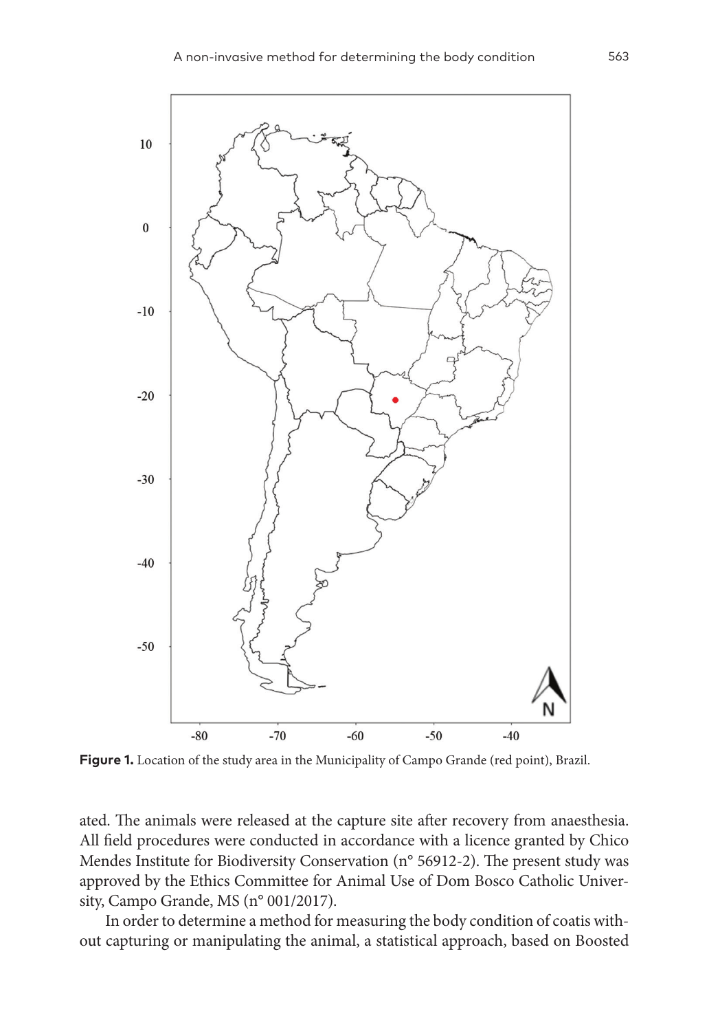**Figure 1.** Location of the study area in the Municipality of Campo Grande (red point), Brazil.

ated. The animals were released at the capture site after recovery from anaesthesia. All field procedures were conducted in accordance with a licence granted by Chico Mendes Institute for Biodiversity Conservation (n° 56912-2). The present study was approved by the Ethics Committee for Animal Use of Dom Bosco Catholic University, Campo Grande, MS (n° 001/2017).

In order to determine a method for measuring the body condition of coatis without capturing or manipulating the animal, a statistical approach, based on Boosted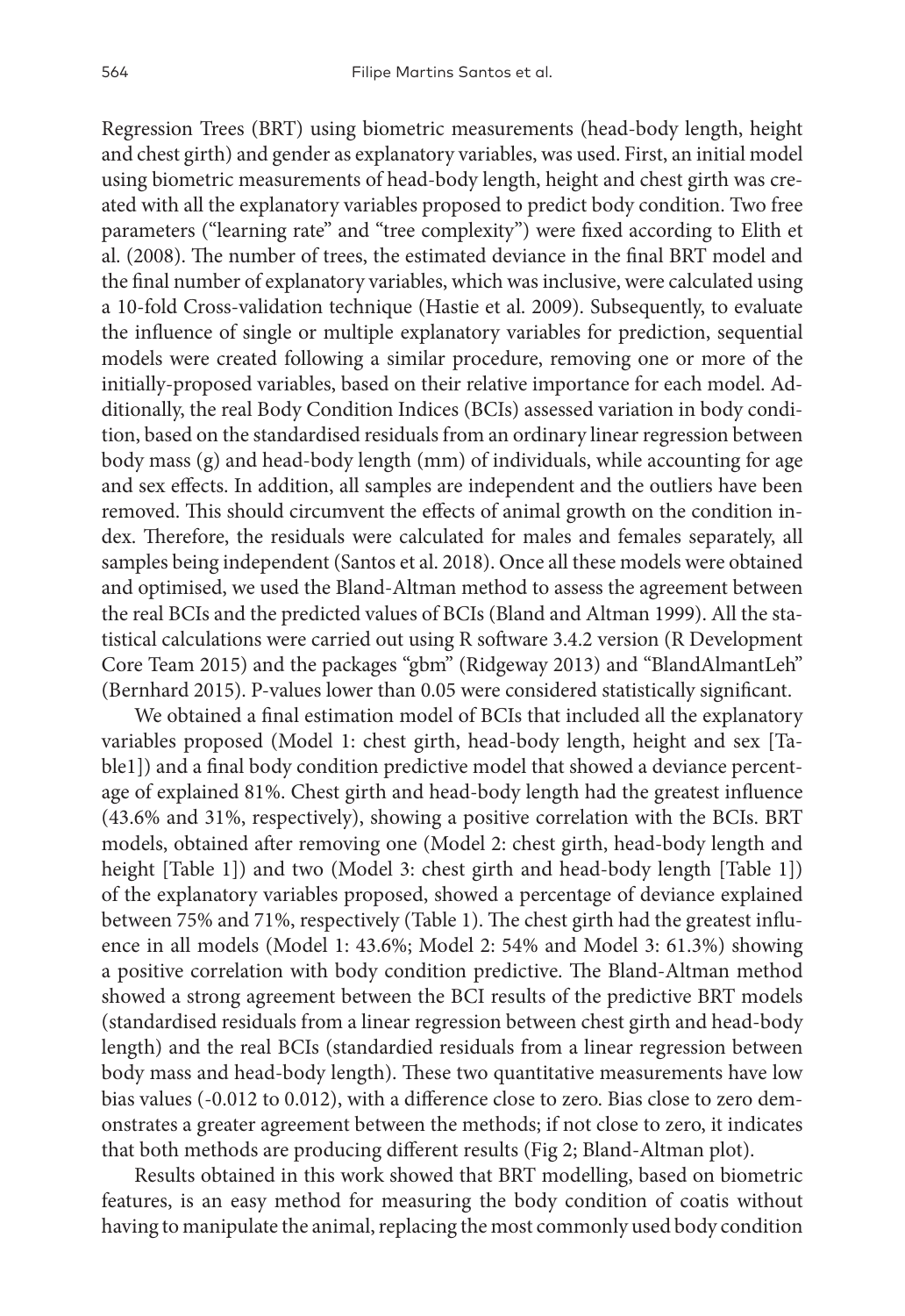Regression Trees (BRT) using biometric measurements (head-body length, height and chest girth) and gender as explanatory variables, was used. First, an initial model using biometric measurements of head-body length, height and chest girth was created with all the explanatory variables proposed to predict body condition. Two free parameters ("learning rate" and "tree complexity") were fixed according to Elith et al. (2008). The number of trees, the estimated deviance in the final BRT model and the final number of explanatory variables, which was inclusive, were calculated using a 10-fold Cross-validation technique (Hastie et al. 2009). Subsequently, to evaluate the influence of single or multiple explanatory variables for prediction, sequential models were created following a similar procedure, removing one or more of the initially-proposed variables, based on their relative importance for each model. Additionally, the real Body Condition Indices (BCIs) assessed variation in body condition, based on the standardised residuals from an ordinary linear regression between body mass (g) and head-body length (mm) of individuals, while accounting for age and sex effects. In addition, all samples are independent and the outliers have been removed. This should circumvent the effects of animal growth on the condition index. Therefore, the residuals were calculated for males and females separately, all samples being independent (Santos et al. 2018). Once all these models were obtained and optimised, we used the Bland-Altman method to assess the agreement between the real BCIs and the predicted values of BCIs (Bland and Altman 1999). All the statistical calculations were carried out using R software 3.4.2 version (R Development Core Team 2015) and the packages "gbm" (Ridgeway 2013) and "BlandAlmantLeh" (Bernhard 2015). P-values lower than 0.05 were considered statistically significant.

We obtained a final estimation model of BCIs that included all the explanatory variables proposed (Model 1: chest girth, head-body length, height and sex [Table1]) and a final body condition predictive model that showed a deviance percentage of explained 81%. Chest girth and head-body length had the greatest influence (43.6% and 31%, respectively), showing a positive correlation with the BCIs. BRT models, obtained after removing one (Model 2: chest girth, head-body length and height [Table 1]) and two (Model 3: chest girth and head-body length [Table 1]) of the explanatory variables proposed, showed a percentage of deviance explained between 75% and 71%, respectively (Table 1). The chest girth had the greatest influence in all models (Model 1: 43.6%; Model 2: 54% and Model 3: 61.3%) showing a positive correlation with body condition predictive. The Bland-Altman method showed a strong agreement between the BCI results of the predictive BRT models (standardised residuals from a linear regression between chest girth and head-body length) and the real BCIs (standardied residuals from a linear regression between body mass and head-body length). These two quantitative measurements have low bias values (-0.012 to 0.012), with a difference close to zero. Bias close to zero demonstrates a greater agreement between the methods; if not close to zero, it indicates that both methods are producing different results (Fig 2; Bland-Altman plot).

Results obtained in this work showed that BRT modelling, based on biometric features, is an easy method for measuring the body condition of coatis without having to manipulate the animal, replacing the most commonly used body condition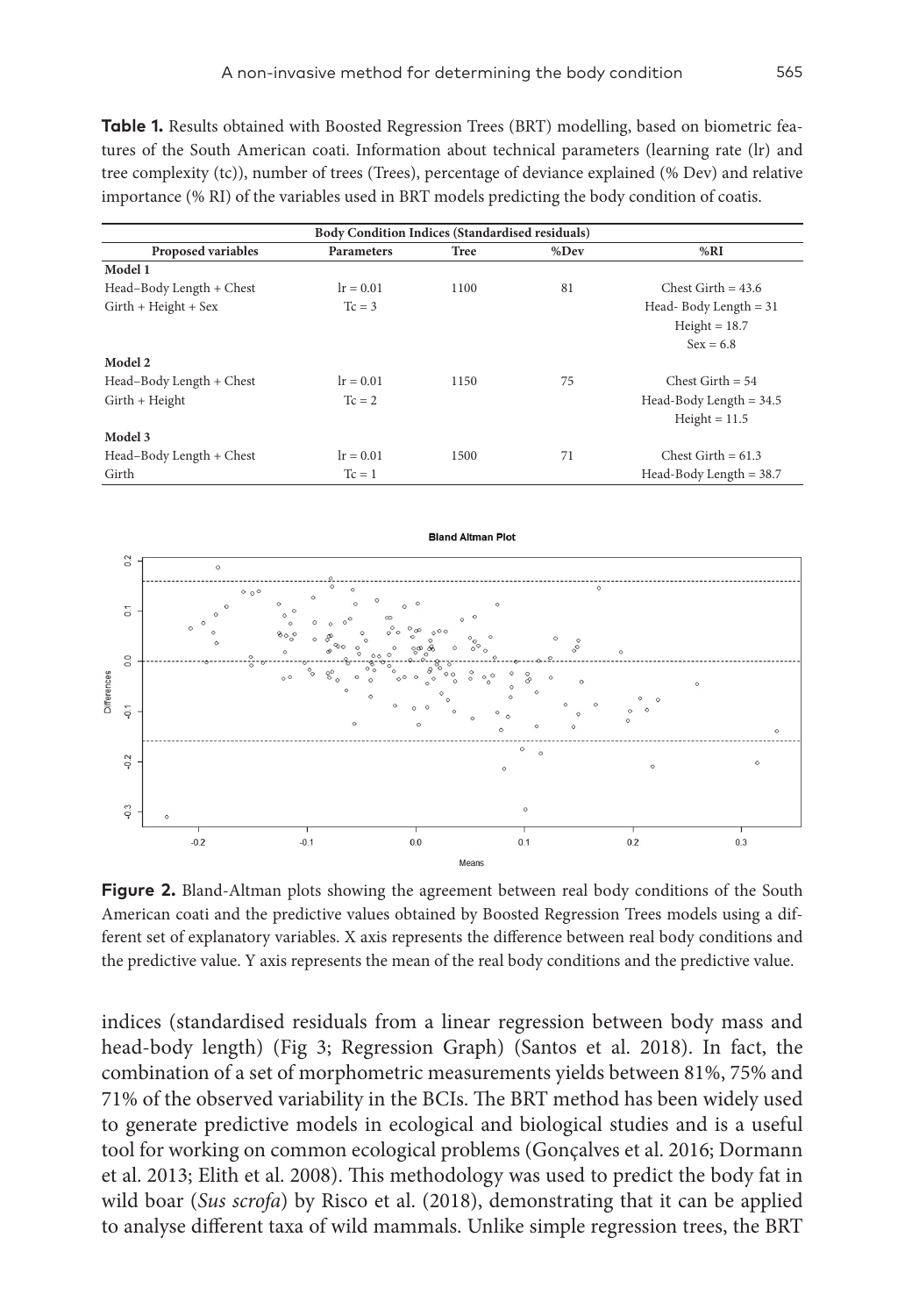**Table 1.** Results obtained with Boosted Regression Trees (BRT) modelling, based on biometric features of the South American coati. Information about technical parameters (learning rate (lr) and tree complexity (tc)), number of trees (Trees), percentage of deviance explained (% Dev) and relative importance (% RI) of the variables used in BRT models predicting the body condition of coatis.

| Body Condition Indices (Standardised residuals) | | | | |
|---|---|---|---|---|
| **Proposed variables** | **Parameters** | **Tree** | **%Dev** | **%RI** |
| **Model 1** | | | | |
| Head–Body Length + Chest Girth + Height + Sex | lr = 0.01<br>Tc = 3 | 1100 | 81 | Chest Girth = 43.6<br>Head- Body Length = 31<br>Height = 18.7<br>Sex = 6.8 |
| **Model 2** | | | | |
| Head–Body Length + Chest Girth + Height | lr = 0.01<br>Tc = 2 | 1150 | 75 | Chest Girth = 54<br>Head-Body Length = 34.5<br>Height = 11.5 |
| **Model 3** | | | | |
| Head–Body Length + Chest Girth | lr = 0.01<br>Tc = 1 | 1500 | 71 | Chest Girth = 61.3<br>Head-Body Length = 38.7 |

**Figure 2.** Bland-Altman plots showing the agreement between real body conditions of the South American coati and the predictive values obtained by Boosted Regression Trees models using a different set of explanatory variables. X axis represents the difference between real body conditions and the predictive value. Y axis represents the mean of the real body conditions and the predictive value.

indices (standardised residuals from a linear regression between body mass and head-body length) (Fig 3; Regression Graph) (Santos et al. 2018). In fact, the combination of a set of morphometric measurements yields between 81%, 75% and 71% of the observed variability in the BCIs. The BRT method has been widely used to generate predictive models in ecological and biological studies and is a useful tool for working on common ecological problems (Gonçalves et al. 2016; Dormann et al. 2013; Elith et al. 2008). This methodology was used to predict the body fat in wild boar (*Sus scrofa*) by Risco et al. (2018), demonstrating that it can be applied to analyse different taxa of wild mammals. Unlike simple regression trees, the BRT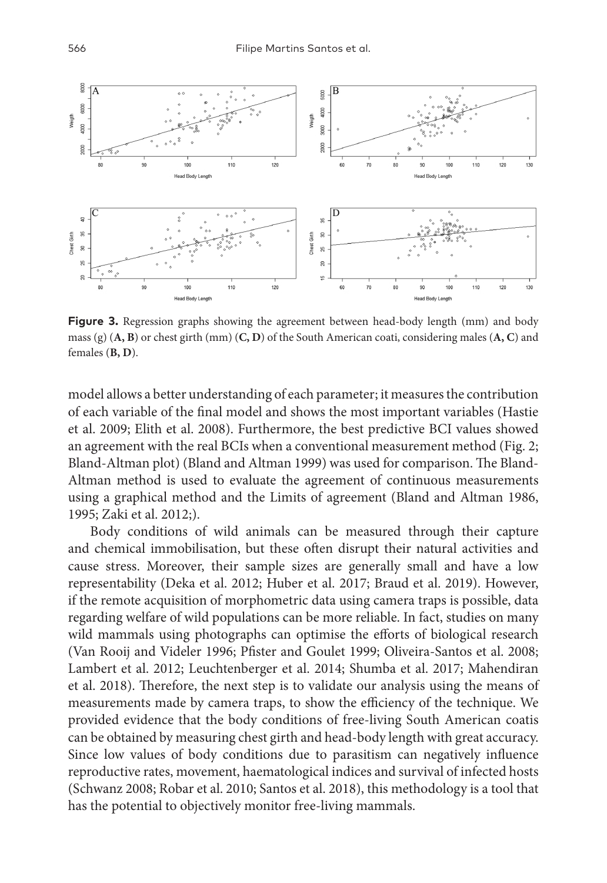**Figure 3.** Regression graphs showing the agreement between head-body length (mm) and body mass (g) (**A, B**) or chest girth (mm) (**C, D**) of the South American coati, considering males (**A, C**) and females (**B, D**).

model allows a better understanding of each parameter; it measures the contribution of each variable of the final model and shows the most important variables (Hastie et al. 2009; Elith et al. 2008). Furthermore, the best predictive BCI values showed an agreement with the real BCIs when a conventional measurement method (Fig. 2; Bland-Altman plot) (Bland and Altman 1999) was used for comparison. The Bland-Altman method is used to evaluate the agreement of continuous measurements using a graphical method and the Limits of agreement (Bland and Altman 1986, 1995; Zaki et al. 2012;).

Body conditions of wild animals can be measured through their capture and chemical immobilisation, but these often disrupt their natural activities and cause stress. Moreover, their sample sizes are generally small and have a low representability (Deka et al. 2012; Huber et al. 2017; Braud et al. 2019). However, if the remote acquisition of morphometric data using camera traps is possible, data regarding welfare of wild populations can be more reliable. In fact, studies on many wild mammals using photographs can optimise the efforts of biological research (Van Rooij and Videler 1996; Pfister and Goulet 1999; Oliveira-Santos et al. 2008; Lambert et al. 2012; Leuchtenberger et al. 2014; Shumba et al. 2017; Mahendiran et al. 2018). Therefore, the next step is to validate our analysis using the means of measurements made by camera traps, to show the efficiency of the technique. We provided evidence that the body conditions of free-living South American coatis can be obtained by measuring chest girth and head-body length with great accuracy. Since low values of body conditions due to parasitism can negatively influence reproductive rates, movement, haematological indices and survival of infected hosts (Schwanz 2008; Robar et al. 2010; Santos et al. 2018), this methodology is a tool that has the potential to objectively monitor free-living mammals.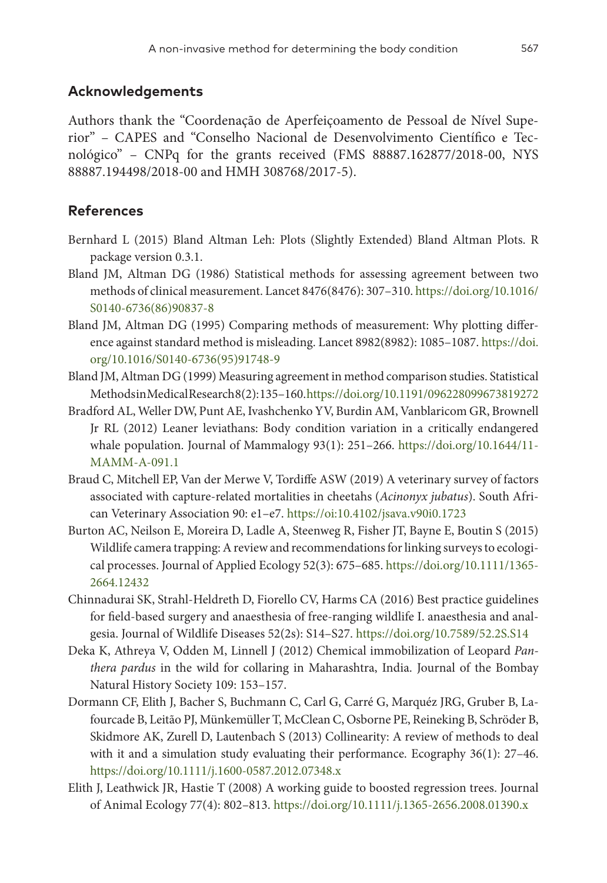## Acknowledgements

Authors thank the "Coordenação de Aperfeiçoamento de Pessoal de Nível Superior" – CAPES and "Conselho Nacional de Desenvolvimento Científico e Tecnológico" – CNPq for the grants received (FMS 88887.162877/2018-00, NYS 88887.194498/2018-00 and HMH 308768/2017-5).

## References

Bernhard L (2015) Bland Altman Leh: Plots (Slightly Extended) Bland Altman Plots. R package version 0.3.1.

Bland JM, Altman DG (1986) Statistical methods for assessing agreement between two methods of clinical measurement. Lancet 8476(8476): 307–310. https://doi.org/10.1016/S0140-6736(86)90837-8

Bland JM, Altman DG (1995) Comparing methods of measurement: Why plotting difference against standard method is misleading. Lancet 8982(8982): 1085–1087. https://doi.org/10.1016/S0140-6736(95)91748-9

Bland JM, Altman DG (1999) Measuring agreement in method comparison studies. Statistical Methods in Medical Research 8(2): 135–160. https://doi.org/10.1191/096228099673819272

Bradford AL, Weller DW, Punt AE, Ivashchenko YV, Burdin AM, Vanblaricom GR, Brownell Jr RL (2012) Leaner leviathans: Body condition variation in a critically endangered whale population. Journal of Mammalogy 93(1): 251–266. https://doi.org/10.1644/11-MAMM-A-091.1

Braud C, Mitchell EP, Van der Merwe V, Tordiffe ASW (2019) A veterinary survey of factors associated with capture-related mortalities in cheetahs (*Acinonyx jubatus*). South African Veterinary Association 90: e1–e7. https://oi:10.4102/jsava.v90i0.1723

Burton AC, Neilson E, Moreira D, Ladle A, Steenweg R, Fisher JT, Bayne E, Boutin S (2015) Wildlife camera trapping: A review and recommendations for linking surveys to ecological processes. Journal of Applied Ecology 52(3): 675–685. https://doi.org/10.1111/1365-2664.12432

Chinnadurai SK, Strahl-Heldreth D, Fiorello CV, Harms CA (2016) Best practice guidelines for field-based surgery and anaesthesia of free-ranging wildlife I. anaesthesia and analgesia. Journal of Wildlife Diseases 52(2s): S14–S27. https://doi.org/10.7589/52.2S.S14

Deka K, Athreya V, Odden M, Linnell J (2012) Chemical immobilization of Leopard *Panthera pardus* in the wild for collaring in Maharashtra, India. Journal of the Bombay Natural History Society 109: 153–157.

Dormann CF, Elith J, Bacher S, Buchmann C, Carl G, Carré G, Marquéz JRG, Gruber B, Lafourcade B, Leitão PJ, Münkemüller T, McClean C, Osborne PE, Reineking B, Schröder B, Skidmore AK, Zurell D, Lautenbach S (2013) Collinearity: A review of methods to deal with it and a simulation study evaluating their performance. Ecography 36(1): 27–46. https://doi.org/10.1111/j.1600-0587.2012.07348.x

Elith J, Leathwick JR, Hastie T (2008) A working guide to boosted regression trees. Journal of Animal Ecology 77(4): 802–813. https://doi.org/10.1111/j.1365-2656.2008.01390.x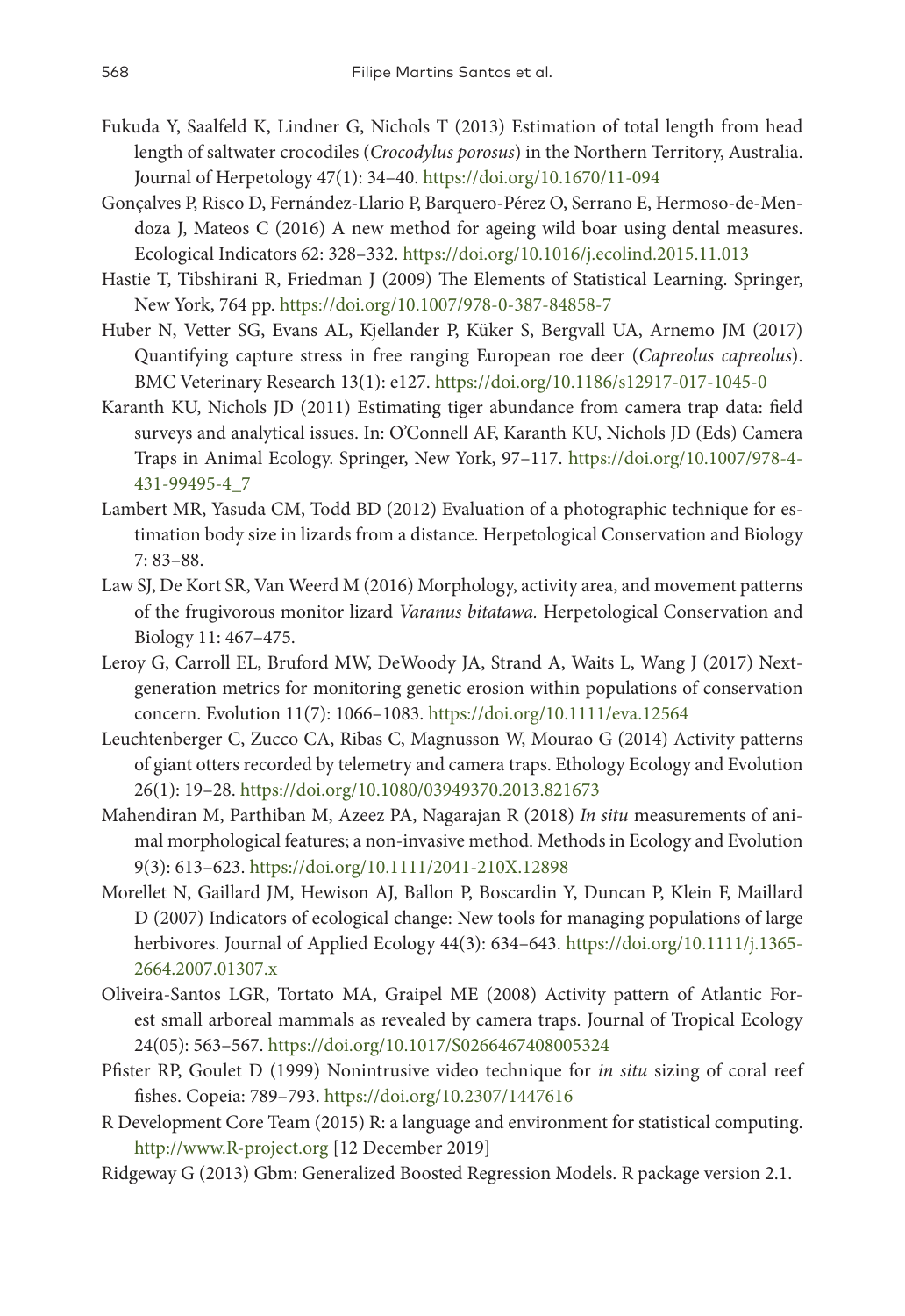Fukuda Y, Saalfeld K, Lindner G, Nichols T (2013) Estimation of total length from head length of saltwater crocodiles (*Crocodylus porosus*) in the Northern Territory, Australia. Journal of Herpetology 47(1): 34–40. https://doi.org/10.1670/11-094

Gonçalves P, Risco D, Fernández-Llario P, Barquero-Pérez O, Serrano E, Hermoso-de-Mendoza J, Mateos C (2016) A new method for ageing wild boar using dental measures. Ecological Indicators 62: 328–332. https://doi.org/10.1016/j.ecolind.2015.11.013

Hastie T, Tibshirani R, Friedman J (2009) The Elements of Statistical Learning. Springer, New York, 764 pp. https://doi.org/10.1007/978-0-387-84858-7

Huber N, Vetter SG, Evans AL, Kjellander P, Küker S, Bergvall UA, Arnemo JM (2017) Quantifying capture stress in free ranging European roe deer (*Capreolus capreolus*). BMC Veterinary Research 13(1): e127. https://doi.org/10.1186/s12917-017-1045-0

Karanth KU, Nichols JD (2011) Estimating tiger abundance from camera trap data: field surveys and analytical issues. In: O'Connell AF, Karanth KU, Nichols JD (Eds) Camera Traps in Animal Ecology. Springer, New York, 97–117. https://doi.org/10.1007/978-4-431-99495-4_7

Lambert MR, Yasuda CM, Todd BD (2012) Evaluation of a photographic technique for estimation body size in lizards from a distance. Herpetological Conservation and Biology 7: 83–88.

Law SJ, De Kort SR, Van Weerd M (2016) Morphology, activity area, and movement patterns of the frugivorous monitor lizard *Varanus bitatawa.* Herpetological Conservation and Biology 11: 467–475.

Leroy G, Carroll EL, Bruford MW, DeWoody JA, Strand A, Waits L, Wang J (2017) Next-generation metrics for monitoring genetic erosion within populations of conservation concern. Evolution 11(7): 1066–1083. https://doi.org/10.1111/eva.12564

Leuchtenberger C, Zucco CA, Ribas C, Magnusson W, Mourao G (2014) Activity patterns of giant otters recorded by telemetry and camera traps. Ethology Ecology and Evolution 26(1): 19–28. https://doi.org/10.1080/03949370.2013.821673

Mahendiran M, Parthiban M, Azeez PA, Nagarajan R (2018) *In situ* measurements of animal morphological features; a non-invasive method. Methods in Ecology and Evolution 9(3): 613–623. https://doi.org/10.1111/2041-210X.12898

Morellet N, Gaillard JM, Hewison AJ, Ballon P, Boscardin Y, Duncan P, Klein F, Maillard D (2007) Indicators of ecological change: New tools for managing populations of large herbivores. Journal of Applied Ecology 44(3): 634–643. https://doi.org/10.1111/j.1365-2664.2007.01307.x

Oliveira-Santos LGR, Tortato MA, Graipel ME (2008) Activity pattern of Atlantic Forest small arboreal mammals as revealed by camera traps. Journal of Tropical Ecology 24(05): 563–567. https://doi.org/10.1017/S0266467408005324

Pfister RP, Goulet D (1999) Nonintrusive video technique for *in situ* sizing of coral reef fishes. Copeia: 789–793. https://doi.org/10.2307/1447616

R Development Core Team (2015) R: a language and environment for statistical computing. http://www.R-project.org [12 December 2019]

Ridgeway G (2013) Gbm: Generalized Boosted Regression Models. R package version 2.1.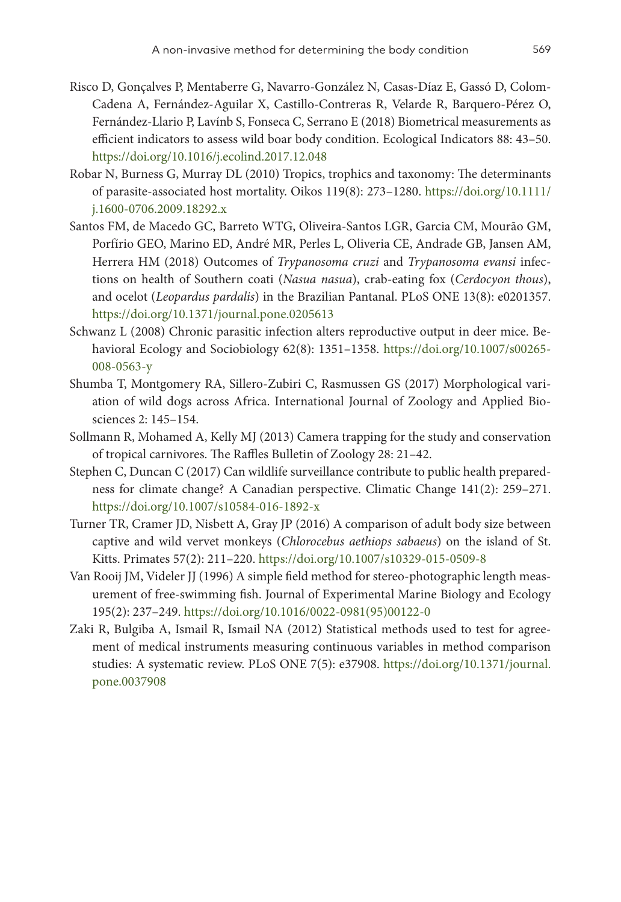Risco D, Gonçalves P, Mentaberre G, Navarro-González N, Casas-Díaz E, Gassó D, Colom-Cadena A, Fernández-Aguilar X, Castillo-Contreras R, Velarde R, Barquero-Pérez O, Fernández-Llario P, Lavínb S, Fonseca C, Serrano E (2018) Biometrical measurements as efficient indicators to assess wild boar body condition. Ecological Indicators 88: 43–50. https://doi.org/10.1016/j.ecolind.2017.12.048

Robar N, Burness G, Murray DL (2010) Tropics, trophics and taxonomy: The determinants of parasite-associated host mortality. Oikos 119(8): 273–1280. https://doi.org/10.1111/j.1600-0706.2009.18292.x

Santos FM, de Macedo GC, Barreto WTG, Oliveira-Santos LGR, Garcia CM, Mourão GM, Porfírio GEO, Marino ED, André MR, Perles L, Oliveria CE, Andrade GB, Jansen AM, Herrera HM (2018) Outcomes of *Trypanosoma cruzi* and *Trypanosoma evansi* infections on health of Southern coati (*Nasua nasua*), crab-eating fox (*Cerdocyon thous*), and ocelot (*Leopardus pardalis*) in the Brazilian Pantanal. PLoS ONE 13(8): e0201357. https://doi.org/10.1371/journal.pone.0205613

Schwanz L (2008) Chronic parasitic infection alters reproductive output in deer mice. Behavioral Ecology and Sociobiology 62(8): 1351–1358. https://doi.org/10.1007/s00265-008-0563-y

Shumba T, Montgomery RA, Sillero-Zubiri C, Rasmussen GS (2017) Morphological variation of wild dogs across Africa. International Journal of Zoology and Applied Biosciences 2: 145–154.

Sollmann R, Mohamed A, Kelly MJ (2013) Camera trapping for the study and conservation of tropical carnivores. The Raffles Bulletin of Zoology 28: 21–42.

Stephen C, Duncan C (2017) Can wildlife surveillance contribute to public health preparedness for climate change? A Canadian perspective. Climatic Change 141(2): 259–271. https://doi.org/10.1007/s10584-016-1892-x

Turner TR, Cramer JD, Nisbett A, Gray JP (2016) A comparison of adult body size between captive and wild vervet monkeys (*Chlorocebus aethiops sabaeus*) on the island of St. Kitts. Primates 57(2): 211–220. https://doi.org/10.1007/s10329-015-0509-8

Van Rooij JM, Videler JJ (1996) A simple field method for stereo-photographic length measurement of free-swimming fish. Journal of Experimental Marine Biology and Ecology 195(2): 237–249. https://doi.org/10.1016/0022-0981(95)00122-0

Zaki R, Bulgiba A, Ismail R, Ismail NA (2012) Statistical methods used to test for agreement of medical instruments measuring continuous variables in method comparison studies: A systematic review. PLoS ONE 7(5): e37908. https://doi.org/10.1371/journal.pone.0037908